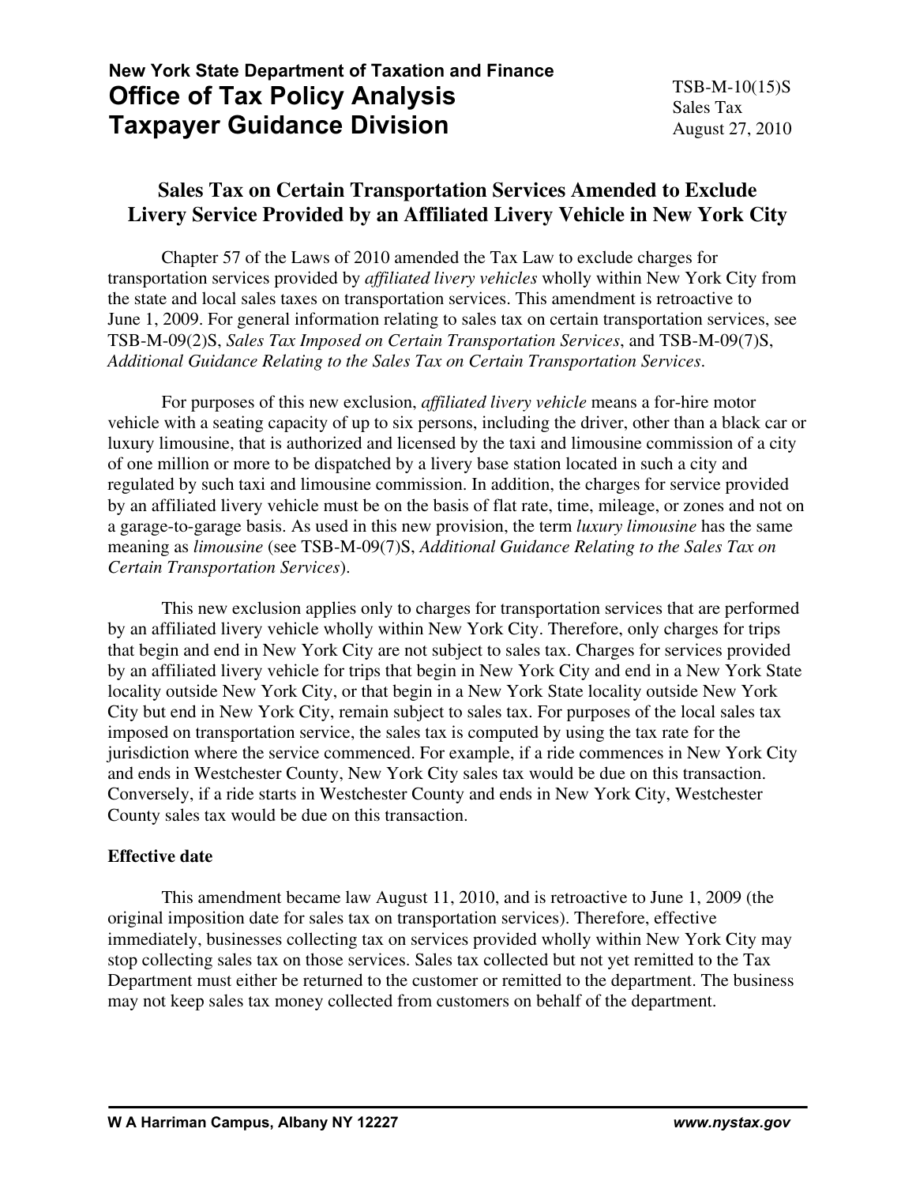**New York State Department of Taxation and Finance**
**Office of Tax Policy Analysis**
**Taxpayer Guidance Division**

TSB-M-10(15)S
Sales Tax
August 27, 2010

# Sales Tax on Certain Transportation Services Amended to Exclude Livery Service Provided by an Affiliated Livery Vehicle in New York City

Chapter 57 of the Laws of 2010 amended the Tax Law to exclude charges for transportation services provided by *affiliated livery vehicles* wholly within New York City from the state and local sales taxes on transportation services. This amendment is retroactive to June 1, 2009. For general information relating to sales tax on certain transportation services, see TSB-M-09(2)S, *Sales Tax Imposed on Certain Transportation Services*, and TSB-M-09(7)S, *Additional Guidance Relating to the Sales Tax on Certain Transportation Services*.

For purposes of this new exclusion, *affiliated livery vehicle* means a for-hire motor vehicle with a seating capacity of up to six persons, including the driver, other than a black car or luxury limousine, that is authorized and licensed by the taxi and limousine commission of a city of one million or more to be dispatched by a livery base station located in such a city and regulated by such taxi and limousine commission. In addition, the charges for service provided by an affiliated livery vehicle must be on the basis of flat rate, time, mileage, or zones and not on a garage-to-garage basis. As used in this new provision, the term *luxury limousine* has the same meaning as *limousine* (see TSB-M-09(7)S, *Additional Guidance Relating to the Sales Tax on Certain Transportation Services*).

This new exclusion applies only to charges for transportation services that are performed by an affiliated livery vehicle wholly within New York City. Therefore, only charges for trips that begin and end in New York City are not subject to sales tax. Charges for services provided by an affiliated livery vehicle for trips that begin in New York City and end in a New York State locality outside New York City, or that begin in a New York State locality outside New York City but end in New York City, remain subject to sales tax. For purposes of the local sales tax imposed on transportation service, the sales tax is computed by using the tax rate for the jurisdiction where the service commenced. For example, if a ride commences in New York City and ends in Westchester County, New York City sales tax would be due on this transaction. Conversely, if a ride starts in Westchester County and ends in New York City, Westchester County sales tax would be due on this transaction.

**Effective date**

This amendment became law August 11, 2010, and is retroactive to June 1, 2009 (the original imposition date for sales tax on transportation services). Therefore, effective immediately, businesses collecting tax on services provided wholly within New York City may stop collecting sales tax on those services. Sales tax collected but not yet remitted to the Tax Department must either be returned to the customer or remitted to the department. The business may not keep sales tax money collected from customers on behalf of the department.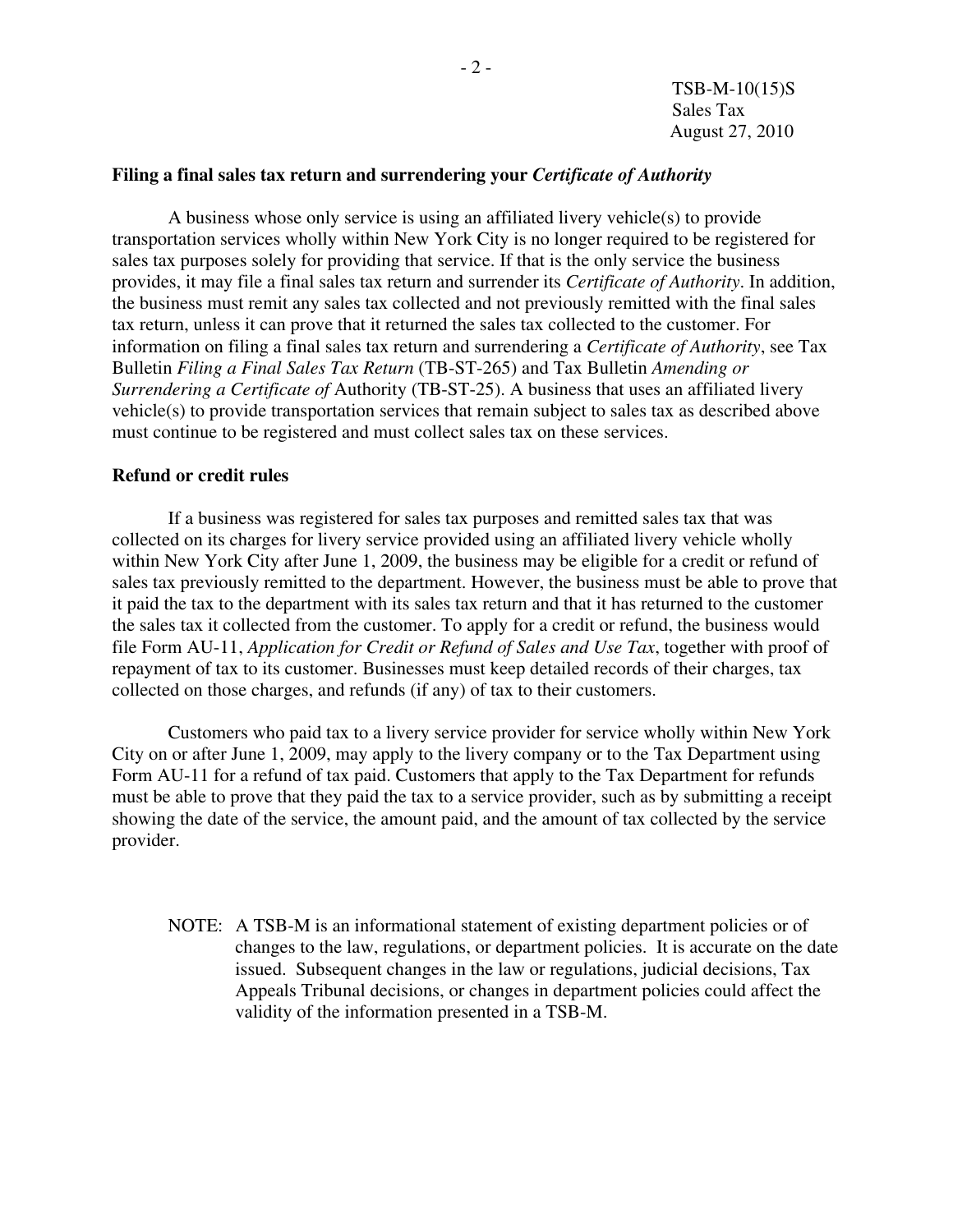## Filing a final sales tax return and surrendering your *Certificate of Authority*

A business whose only service is using an affiliated livery vehicle(s) to provide transportation services wholly within New York City is no longer required to be registered for sales tax purposes solely for providing that service. If that is the only service the business provides, it may file a final sales tax return and surrender its *Certificate of Authority*. In addition, the business must remit any sales tax collected and not previously remitted with the final sales tax return, unless it can prove that it returned the sales tax collected to the customer. For information on filing a final sales tax return and surrendering a *Certificate of Authority*, see Tax Bulletin *Filing a Final Sales Tax Return* (TB-ST-265) and Tax Bulletin *Amending or Surrendering a Certificate of* Authority (TB-ST-25). A business that uses an affiliated livery vehicle(s) to provide transportation services that remain subject to sales tax as described above must continue to be registered and must collect sales tax on these services.

## Refund or credit rules

If a business was registered for sales tax purposes and remitted sales tax that was collected on its charges for livery service provided using an affiliated livery vehicle wholly within New York City after June 1, 2009, the business may be eligible for a credit or refund of sales tax previously remitted to the department. However, the business must be able to prove that it paid the tax to the department with its sales tax return and that it has returned to the customer the sales tax it collected from the customer. To apply for a credit or refund, the business would file Form AU-11, *Application for Credit or Refund of Sales and Use Tax*, together with proof of repayment of tax to its customer. Businesses must keep detailed records of their charges, tax collected on those charges, and refunds (if any) of tax to their customers.

Customers who paid tax to a livery service provider for service wholly within New York City on or after June 1, 2009, may apply to the livery company or to the Tax Department using Form AU-11 for a refund of tax paid. Customers that apply to the Tax Department for refunds must be able to prove that they paid the tax to a service provider, such as by submitting a receipt showing the date of the service, the amount paid, and the amount of tax collected by the service provider.

NOTE: A TSB-M is an informational statement of existing department policies or of changes to the law, regulations, or department policies. It is accurate on the date issued. Subsequent changes in the law or regulations, judicial decisions, Tax Appeals Tribunal decisions, or changes in department policies could affect the validity of the information presented in a TSB-M.